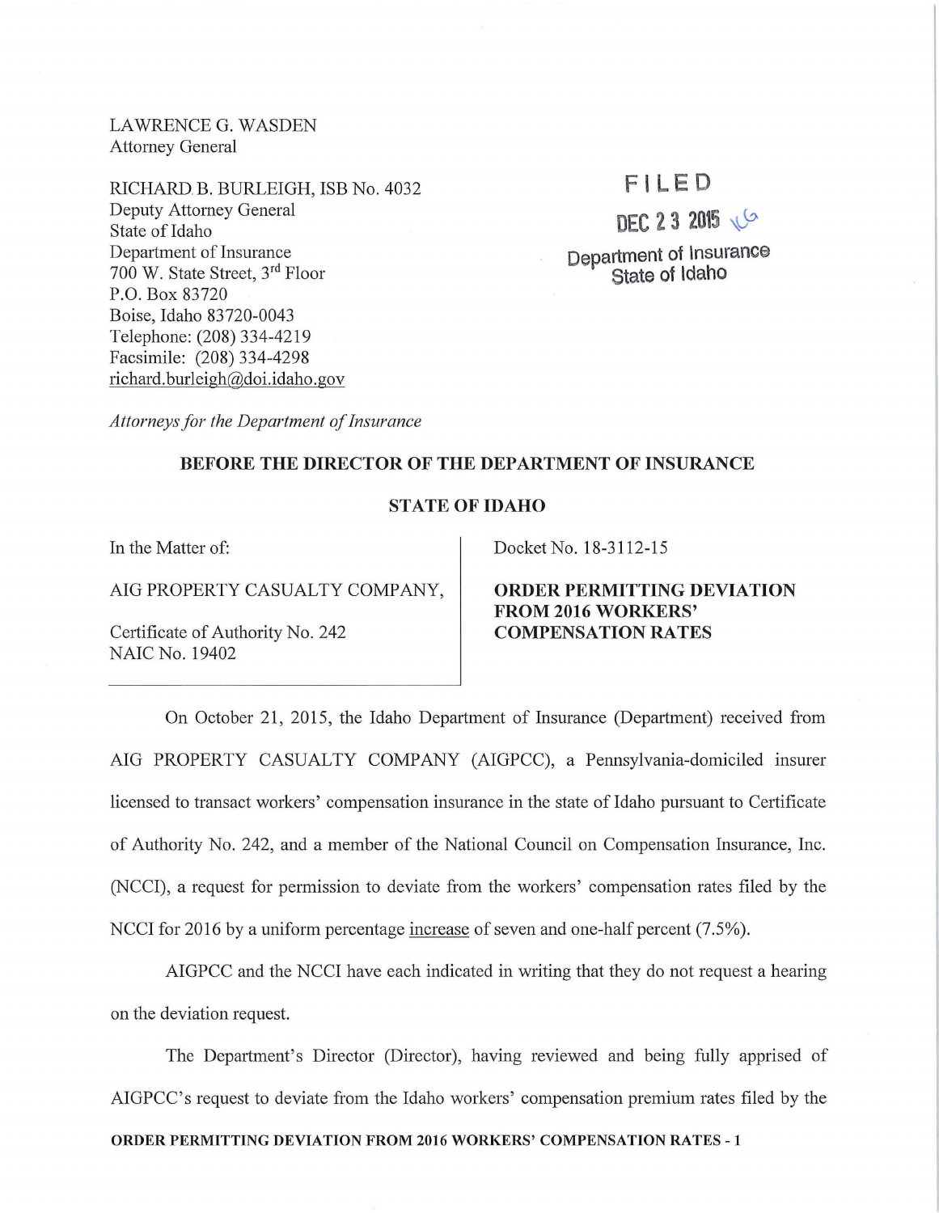LAWRENCE G. WASDEN
Attorney General

RICHARD B. BURLEIGH, ISB No. 4032
Deputy Attorney General
State of Idaho
Department of Insurance
700 W. State Street, 3rd Floor
P.O. Box 83720
Boise, Idaho 83720-0043
Telephone: (208) 334-4219
Facsimile: (208) 334-4298
richard.burleigh@doi.idaho.gov

FILED
DEC 23 2015
Department of Insurance
State of Idaho

*Attorneys for the Department of Insurance*

**BEFORE THE DIRECTOR OF THE DEPARTMENT OF INSURANCE**

**STATE OF IDAHO**

| | |
|---|---|
| In the Matter of:<br><br>AIG PROPERTY CASUALTY COMPANY,<br><br>Certificate of Authority No. 242<br>NAIC No. 19402 | Docket No. 18-3112-15<br><br>**ORDER PERMITTING DEVIATION FROM 2016 WORKERS' COMPENSATION RATES** |

On October 21, 2015, the Idaho Department of Insurance (Department) received from AIG PROPERTY CASUALTY COMPANY (AIGPCC), a Pennsylvania-domiciled insurer licensed to transact workers' compensation insurance in the state of Idaho pursuant to Certificate of Authority No. 242, and a member of the National Council on Compensation Insurance, Inc. (NCCI), a request for permission to deviate from the workers' compensation rates filed by the NCCI for 2016 by a uniform percentage increase of seven and one-half percent (7.5%).

AIGPCC and the NCCI have each indicated in writing that they do not request a hearing on the deviation request.

The Department's Director (Director), having reviewed and being fully apprised of AIGPCC's request to deviate from the Idaho workers' compensation premium rates filed by the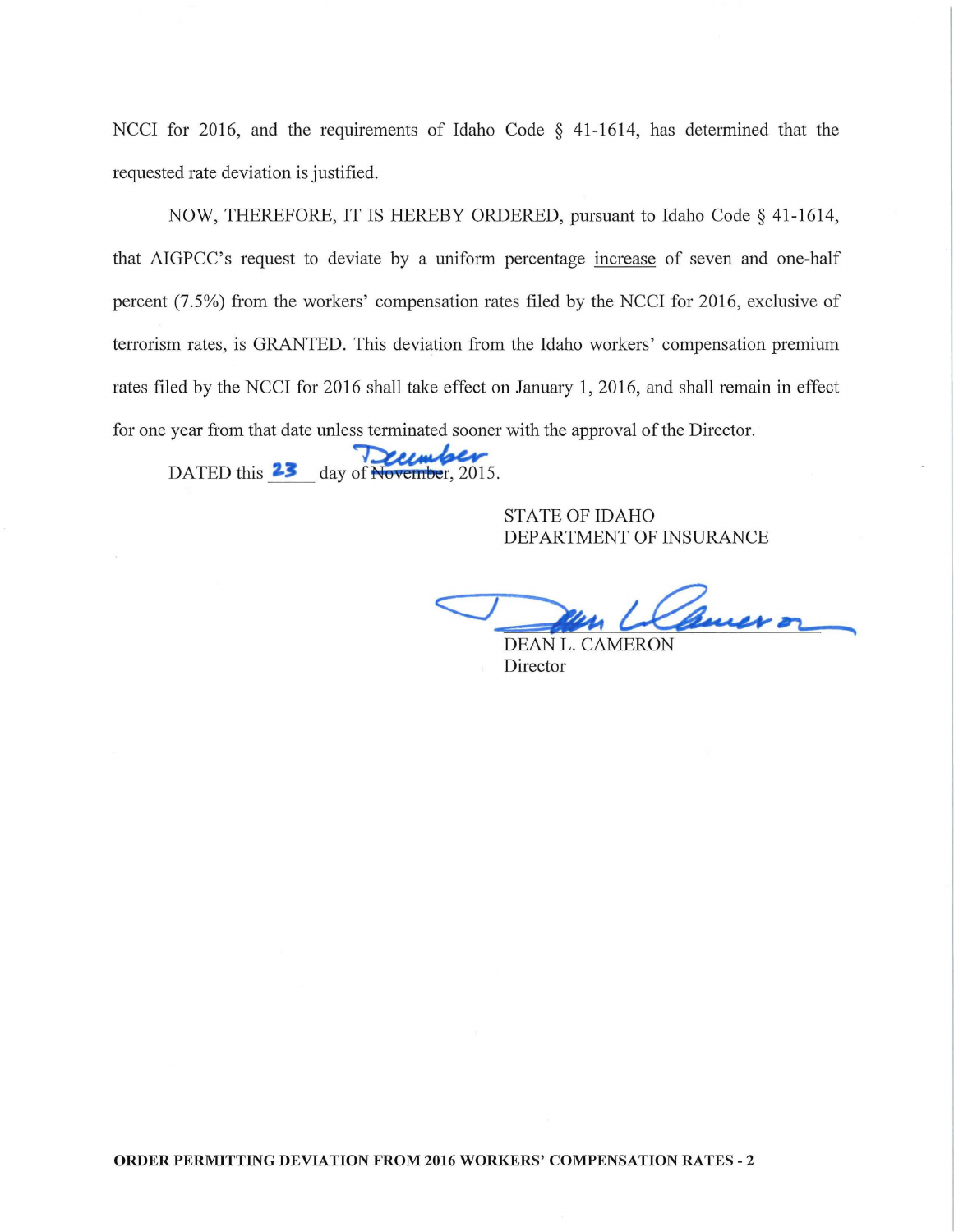NCCI for 2016, and the requirements of Idaho Code § 41-1614, has determined that the requested rate deviation is justified.

NOW, THEREFORE, IT IS HEREBY ORDERED, pursuant to Idaho Code § 41-1614, that AIGPCC's request to deviate by a uniform percentage increase of seven and one-half percent (7.5%) from the workers' compensation rates filed by the NCCI for 2016, exclusive of terrorism rates, is GRANTED. This deviation from the Idaho workers' compensation premium rates filed by the NCCI for 2016 shall take effect on January 1, 2016, and shall remain in effect for one year from that date unless terminated sooner with the approval of the Director.

DATED this 23 day of ~~November~~ December, 2015.

STATE OF IDAHO
DEPARTMENT OF INSURANCE

DEAN L. CAMERON
Director

**ORDER PERMITTING DEVIATION FROM 2016 WORKERS' COMPENSATION RATES - 2**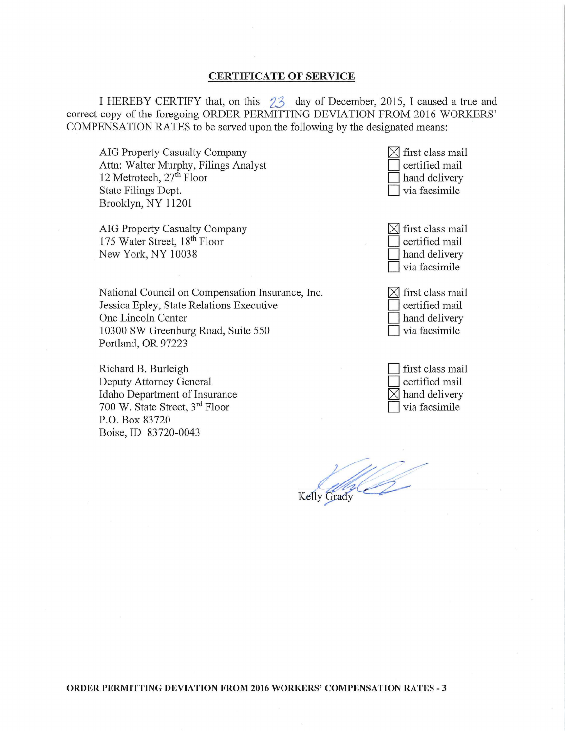## CERTIFICATE OF SERVICE

I HEREBY CERTIFY that, on this 23 day of December, 2015, I caused a true and correct copy of the foregoing ORDER PERMITTING DEVIATION FROM 2016 WORKERS' COMPENSATION RATES to be served upon the following by the designated means:

| | |
|---|---|
| AIG Property Casualty Company<br>Attn: Walter Murphy, Filings Analyst<br>12 Metrotech, 27th Floor<br>State Filings Dept.<br>Brooklyn, NY 11201 | ☒ first class mail<br>☐ certified mail<br>☐ hand delivery<br>☐ via facsimile |
| AIG Property Casualty Company<br>175 Water Street, 18th Floor<br>New York, NY 10038 | ☒ first class mail<br>☐ certified mail<br>☐ hand delivery<br>☐ via facsimile |
| National Council on Compensation Insurance, Inc.<br>Jessica Epley, State Relations Executive<br>One Lincoln Center<br>10300 SW Greenburg Road, Suite 550<br>Portland, OR 97223 | ☒ first class mail<br>☐ certified mail<br>☐ hand delivery<br>☐ via facsimile |
| Richard B. Burleigh<br>Deputy Attorney General<br>Idaho Department of Insurance<br>700 W. State Street, 3rd Floor<br>P.O. Box 83720<br>Boise, ID 83720-0043 | ☐ first class mail<br>☐ certified mail<br>☒ hand delivery<br>☐ via facsimile |

Kelly Grady

ORDER PERMITTING DEVIATION FROM 2016 WORKERS' COMPENSATION RATES - 3